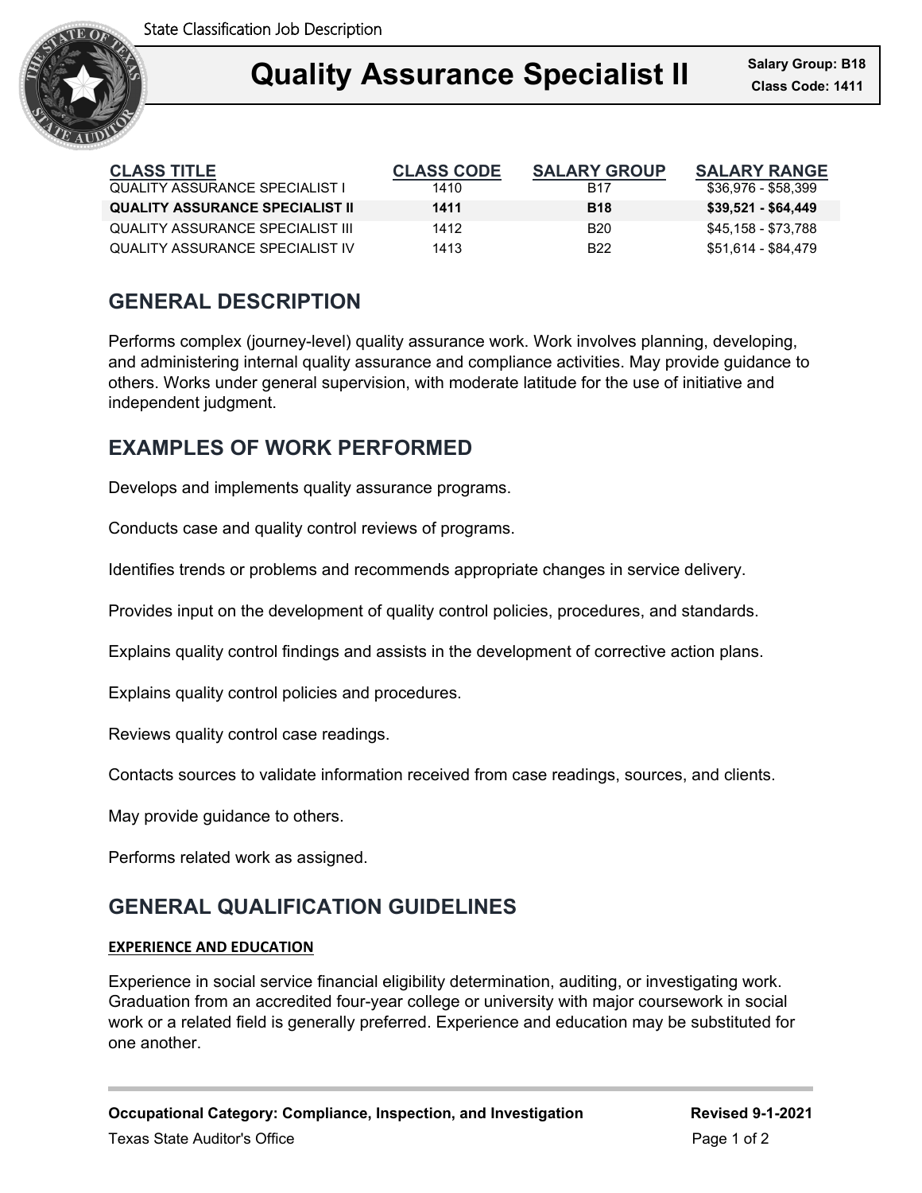State Classification Job Description

# Quality Assurance Specialist II

**Salary Group: B18**
**Class Code: 1411**

| CLASS TITLE | CLASS CODE | SALARY GROUP | SALARY RANGE |
| --- | --- | --- | --- |
| QUALITY ASSURANCE SPECIALIST I | 1410 | B17 | $36,976 - $58,399 |
| **QUALITY ASSURANCE SPECIALIST II** | **1411** | **B18** | **$39,521 - $64,449** |
| QUALITY ASSURANCE SPECIALIST III | 1412 | B20 | $45,158 - $73,788 |
| QUALITY ASSURANCE SPECIALIST IV | 1413 | B22 | $51,614 - $84,479 |

## GENERAL DESCRIPTION

Performs complex (journey-level) quality assurance work. Work involves planning, developing, and administering internal quality assurance and compliance activities. May provide guidance to others. Works under general supervision, with moderate latitude for the use of initiative and independent judgment.

## EXAMPLES OF WORK PERFORMED

Develops and implements quality assurance programs.

Conducts case and quality control reviews of programs.

Identifies trends or problems and recommends appropriate changes in service delivery.

Provides input on the development of quality control policies, procedures, and standards.

Explains quality control findings and assists in the development of corrective action plans.

Explains quality control policies and procedures.

Reviews quality control case readings.

Contacts sources to validate information received from case readings, sources, and clients.

May provide guidance to others.

Performs related work as assigned.

## GENERAL QUALIFICATION GUIDELINES

### EXPERIENCE AND EDUCATION

Experience in social service financial eligibility determination, auditing, or investigating work. Graduation from an accredited four-year college or university with major coursework in social work or a related field is generally preferred. Experience and education may be substituted for one another.

**Occupational Category: Compliance, Inspection, and Investigation** **Revised 9-1-2021**

Texas State Auditor's Office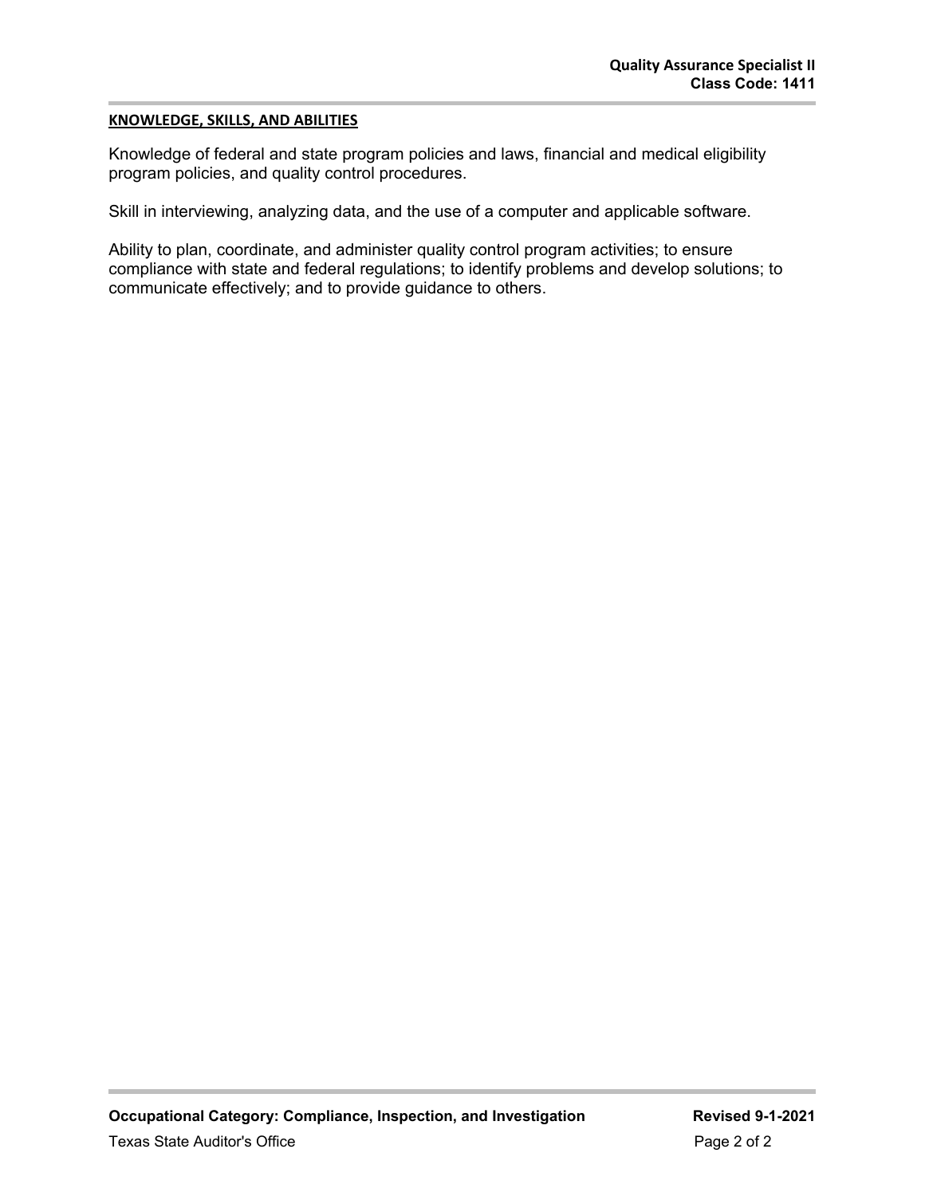## KNOWLEDGE, SKILLS, AND ABILITIES

Knowledge of federal and state program policies and laws, financial and medical eligibility program policies, and quality control procedures.

Skill in interviewing, analyzing data, and the use of a computer and applicable software.

Ability to plan, coordinate, and administer quality control program activities; to ensure compliance with state and federal regulations; to identify problems and develop solutions; to communicate effectively; and to provide guidance to others.